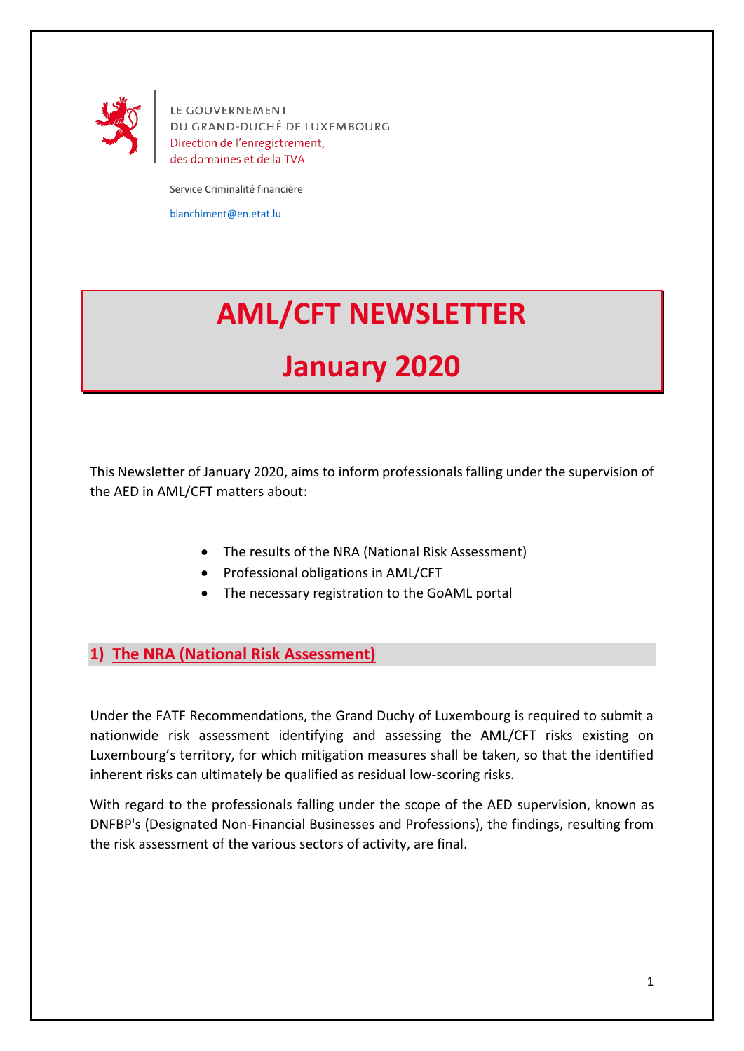LE GOUVERNEMENT
DU GRAND-DUCHÉ DE LUXEMBOURG
Direction de l'enregistrement,
des domaines et de la TVA

Service Criminalité financière

blanchiment@en.etat.lu

# AML/CFT NEWSLETTER

# January 2020

This Newsletter of January 2020, aims to inform professionals falling under the supervision of the AED in AML/CFT matters about:

- The results of the NRA (National Risk Assessment)
- Professional obligations in AML/CFT
- The necessary registration to the GoAML portal

## 1) The NRA (National Risk Assessment)

Under the FATF Recommendations, the Grand Duchy of Luxembourg is required to submit a nationwide risk assessment identifying and assessing the AML/CFT risks existing on Luxembourg's territory, for which mitigation measures shall be taken, so that the identified inherent risks can ultimately be qualified as residual low-scoring risks.

With regard to the professionals falling under the scope of the AED supervision, known as DNFBP's (Designated Non-Financial Businesses and Professions), the findings, resulting from the risk assessment of the various sectors of activity, are final.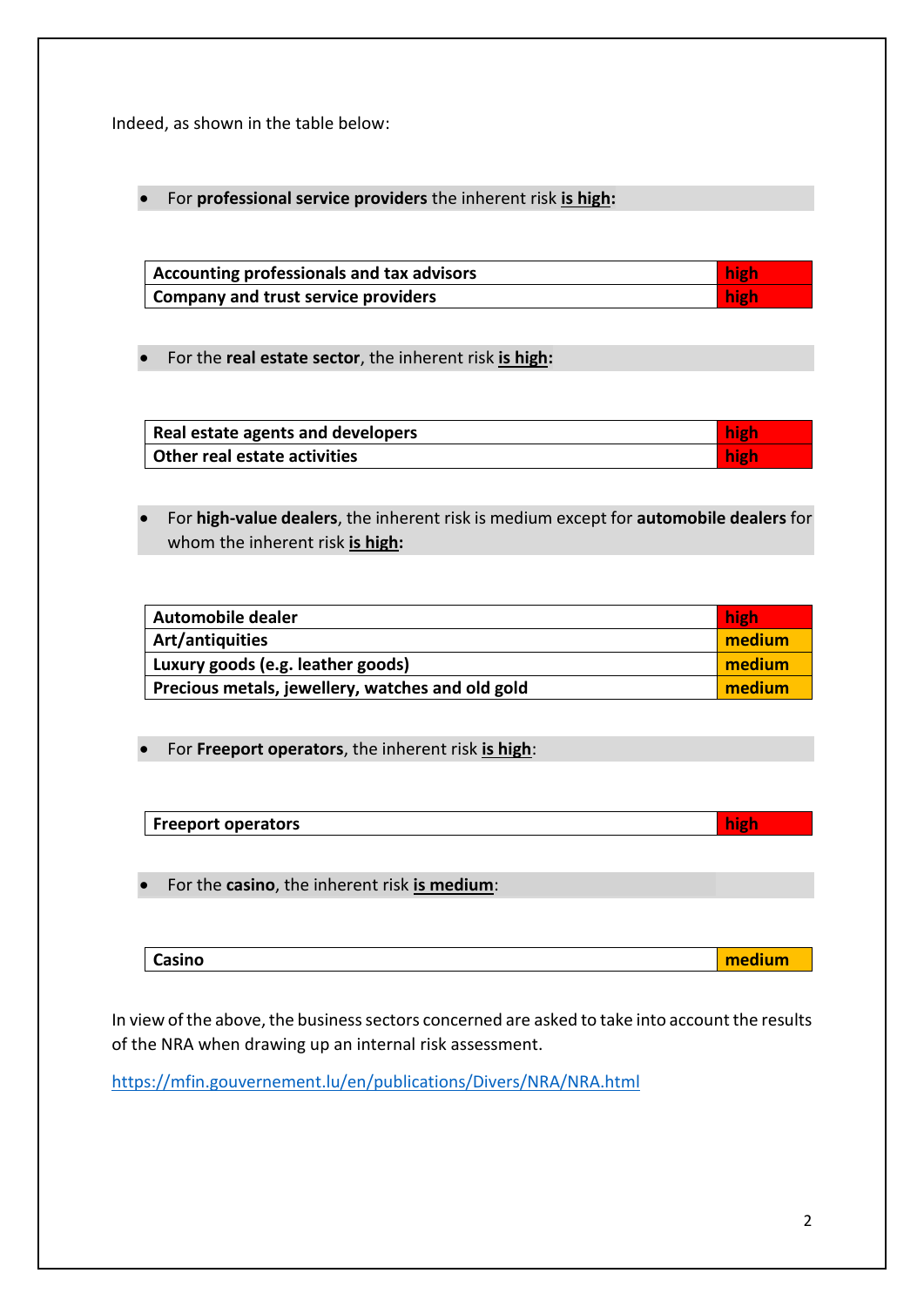Indeed, as shown in the table below:

- For **professional service providers** the inherent risk **is high:**

| | |
|---|---|
| **Accounting professionals and tax advisors** | **high** |
| **Company and trust service providers** | **high** |

- For the **real estate sector**, the inherent risk **is high:**

| | |
|---|---|
| **Real estate agents and developers** | **high** |
| **Other real estate activities** | **high** |

- For **high-value dealers**, the inherent risk is medium except for **automobile dealers** for whom the inherent risk **is high:**

| | |
|---|---|
| **Automobile dealer** | **high** |
| **Art/antiquities** | **medium** |
| **Luxury goods (e.g. leather goods)** | **medium** |
| **Precious metals, jewellery, watches and old gold** | **medium** |

- For **Freeport operators**, the inherent risk **is high**:

| | |
|---|---|
| **Freeport operators** | **high** |

- For the **casino**, the inherent risk **is medium**:

| | |
|---|---|
| **Casino** | **medium** |

In view of the above, the business sectors concerned are asked to take into account the results of the NRA when drawing up an internal risk assessment.

https://mfin.gouvernement.lu/en/publications/Divers/NRA/NRA.html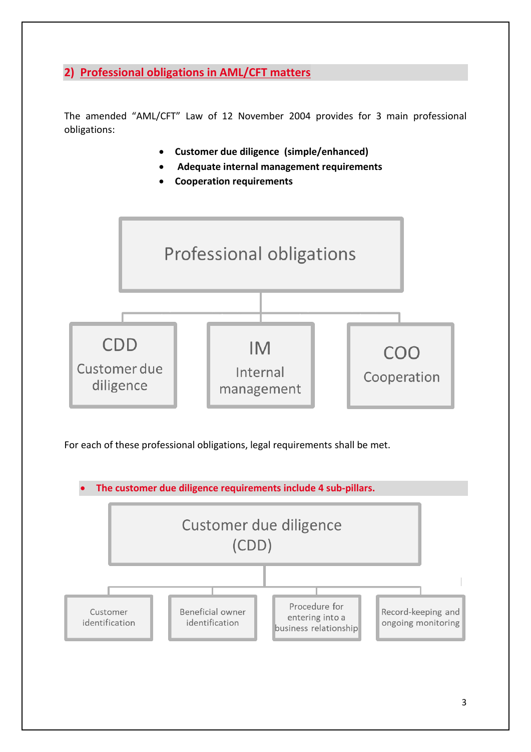## 2) Professional obligations in AML/CFT matters

The amended "AML/CFT" Law of 12 November 2004 provides for 3 main professional obligations:

- **Customer due diligence (simple/enhanced)**
- **Adequate internal management requirements**
- **Cooperation requirements**

Professional obligations

- CDD – Customer due diligence
- IM – Internal management
- COO – Cooperation

For each of these professional obligations, legal requirements shall be met.

- **The customer due diligence requirements include 4 sub-pillars.**

Customer due diligence (CDD)

- Customer identification
- Beneficial owner identification
- Procedure for entering into a business relationship
- Record-keeping and ongoing monitoring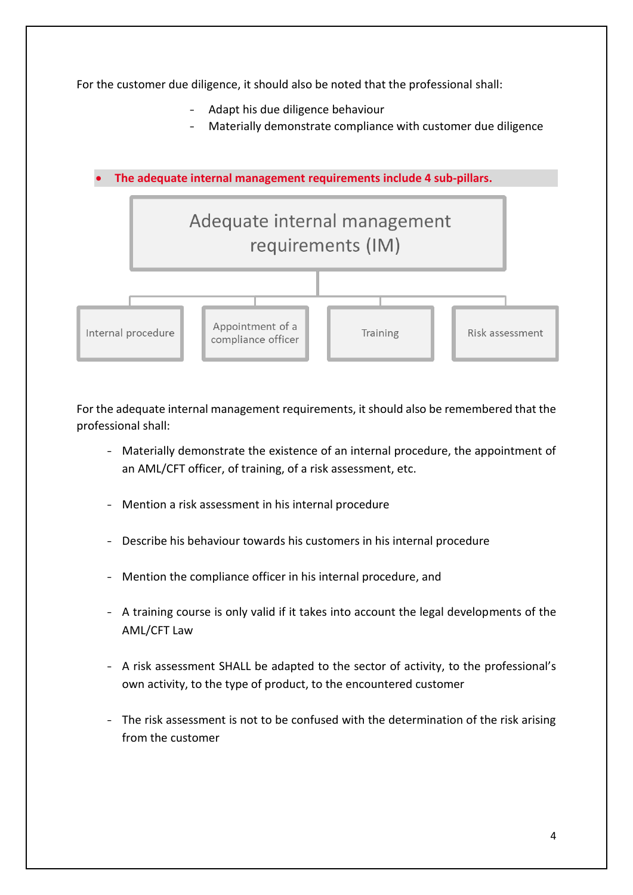For the customer due diligence, it should also be noted that the professional shall:

- Adapt his due diligence behaviour
- Materially demonstrate compliance with customer due diligence

- **The adequate internal management requirements include 4 sub-pillars.**

Adequate internal management requirements (IM)

- Internal procedure
- Appointment of a compliance officer
- Training
- Risk assessment

For the adequate internal management requirements, it should also be remembered that the professional shall:

- Materially demonstrate the existence of an internal procedure, the appointment of an AML/CFT officer, of training, of a risk assessment, etc.

- Mention a risk assessment in his internal procedure

- Describe his behaviour towards his customers in his internal procedure

- Mention the compliance officer in his internal procedure, and

- A training course is only valid if it takes into account the legal developments of the AML/CFT Law

- A risk assessment SHALL be adapted to the sector of activity, to the professional's own activity, to the type of product, to the encountered customer

- The risk assessment is not to be confused with the determination of the risk arising from the customer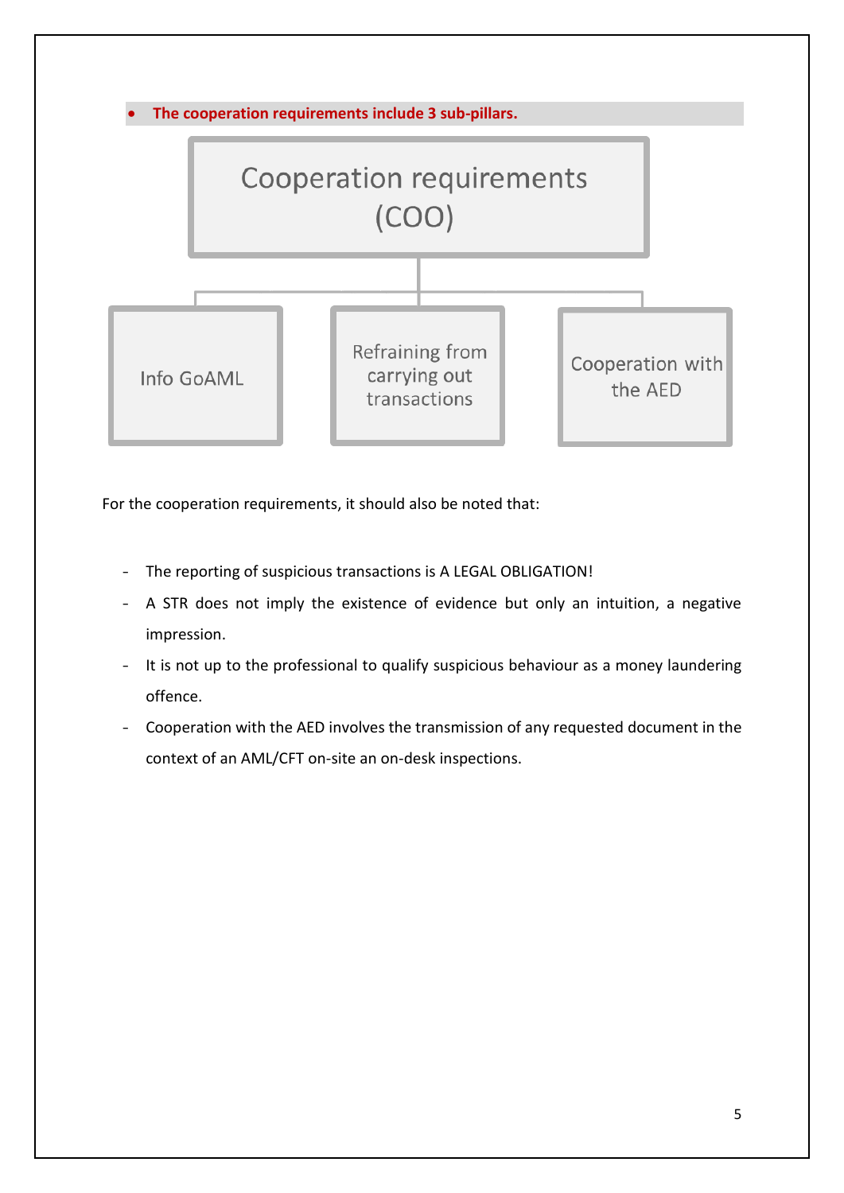- **The cooperation requirements include 3 sub-pillars.**

Cooperation requirements (COO)

- Info GoAML
- Refraining from carrying out transactions
- Cooperation with the AED

For the cooperation requirements, it should also be noted that:

- The reporting of suspicious transactions is A LEGAL OBLIGATION!
- A STR does not imply the existence of evidence but only an intuition, a negative impression.
- It is not up to the professional to qualify suspicious behaviour as a money laundering offence.
- Cooperation with the AED involves the transmission of any requested document in the context of an AML/CFT on-site an on-desk inspections.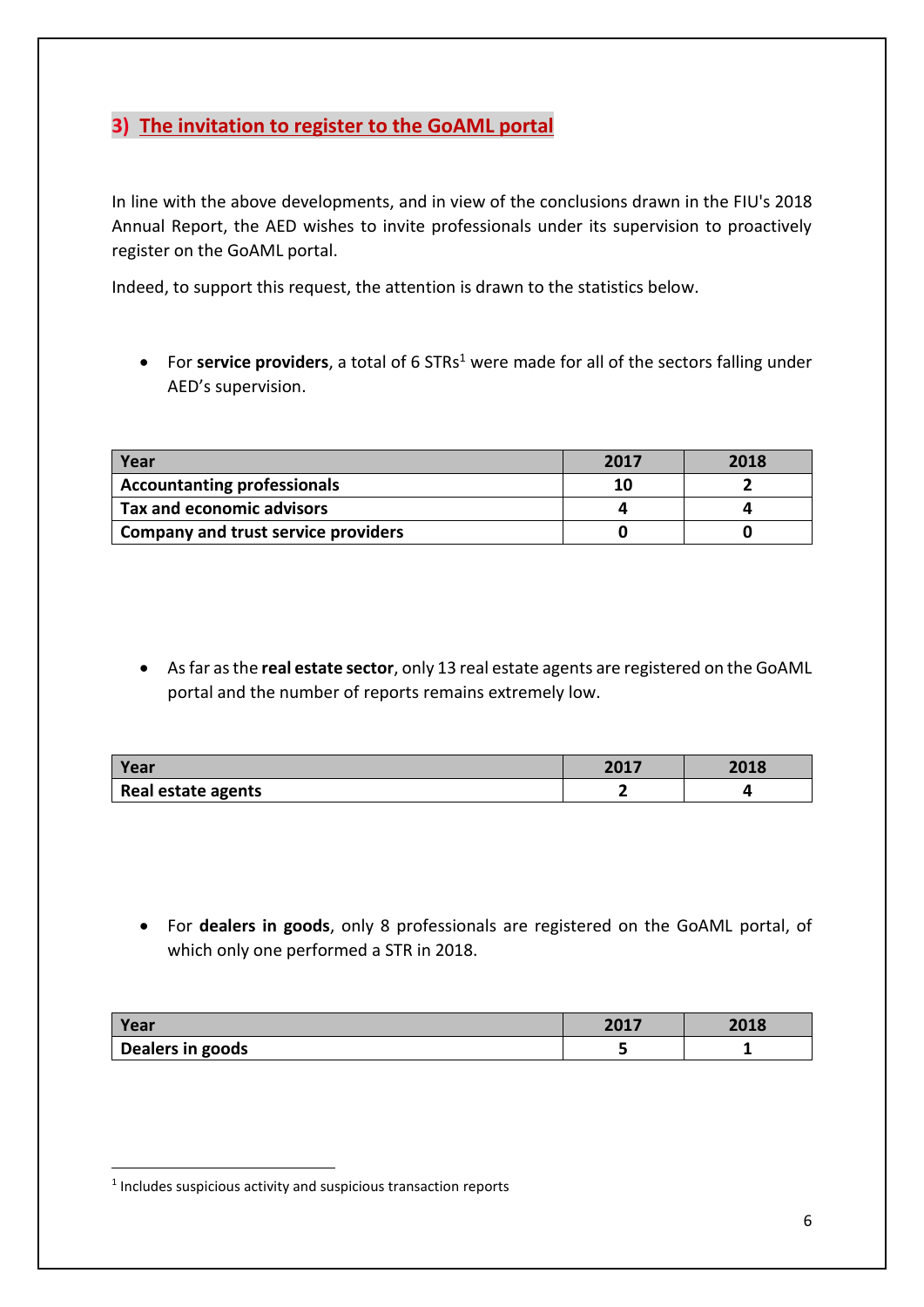## 3) The invitation to register to the GoAML portal

In line with the above developments, and in view of the conclusions drawn in the FIU's 2018 Annual Report, the AED wishes to invite professionals under its supervision to proactively register on the GoAML portal.

Indeed, to support this request, the attention is drawn to the statistics below.

- For **service providers**, a total of 6 STRs[1] were made for all of the sectors falling under AED's supervision.

| Year | 2017 | 2018 |
|---|---|---|
| Accountanting professionals | 10 | 2 |
| Tax and economic advisors | 4 | 4 |
| Company and trust service providers | 0 | 0 |

- As far as the **real estate sector**, only 13 real estate agents are registered on the GoAML portal and the number of reports remains extremely low.

| Year | 2017 | 2018 |
|---|---|---|
| Real estate agents | 2 | 4 |

- For **dealers in goods**, only 8 professionals are registered on the GoAML portal, of which only one performed a STR in 2018.

| Year | 2017 | 2018 |
|---|---|---|
| Dealers in goods | 5 | 1 |

[1] Includes suspicious activity and suspicious transaction reports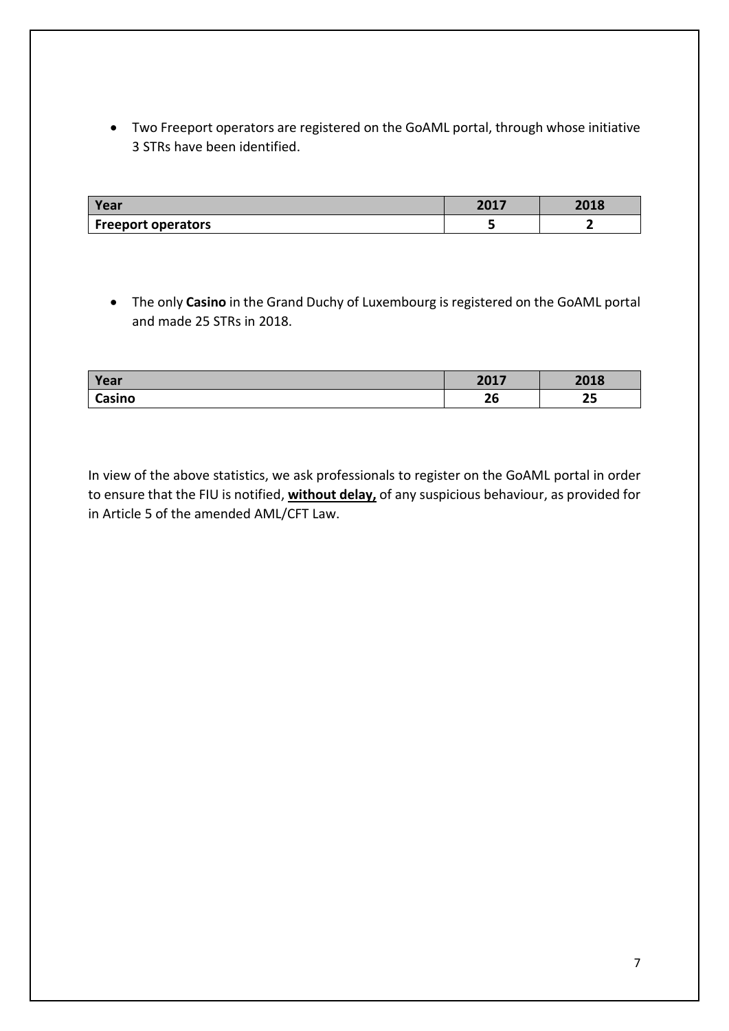- Two Freeport operators are registered on the GoAML portal, through whose initiative 3 STRs have been identified.

| Year | 2017 | 2018 |
| --- | --- | --- |
| **Freeport operators** | **5** | **2** |

- The only **Casino** in the Grand Duchy of Luxembourg is registered on the GoAML portal and made 25 STRs in 2018.

| Year | 2017 | 2018 |
| --- | --- | --- |
| **Casino** | **26** | **25** |

In view of the above statistics, we ask professionals to register on the GoAML portal in order to ensure that the FIU is notified, **without delay,** of any suspicious behaviour, as provided for in Article 5 of the amended AML/CFT Law.